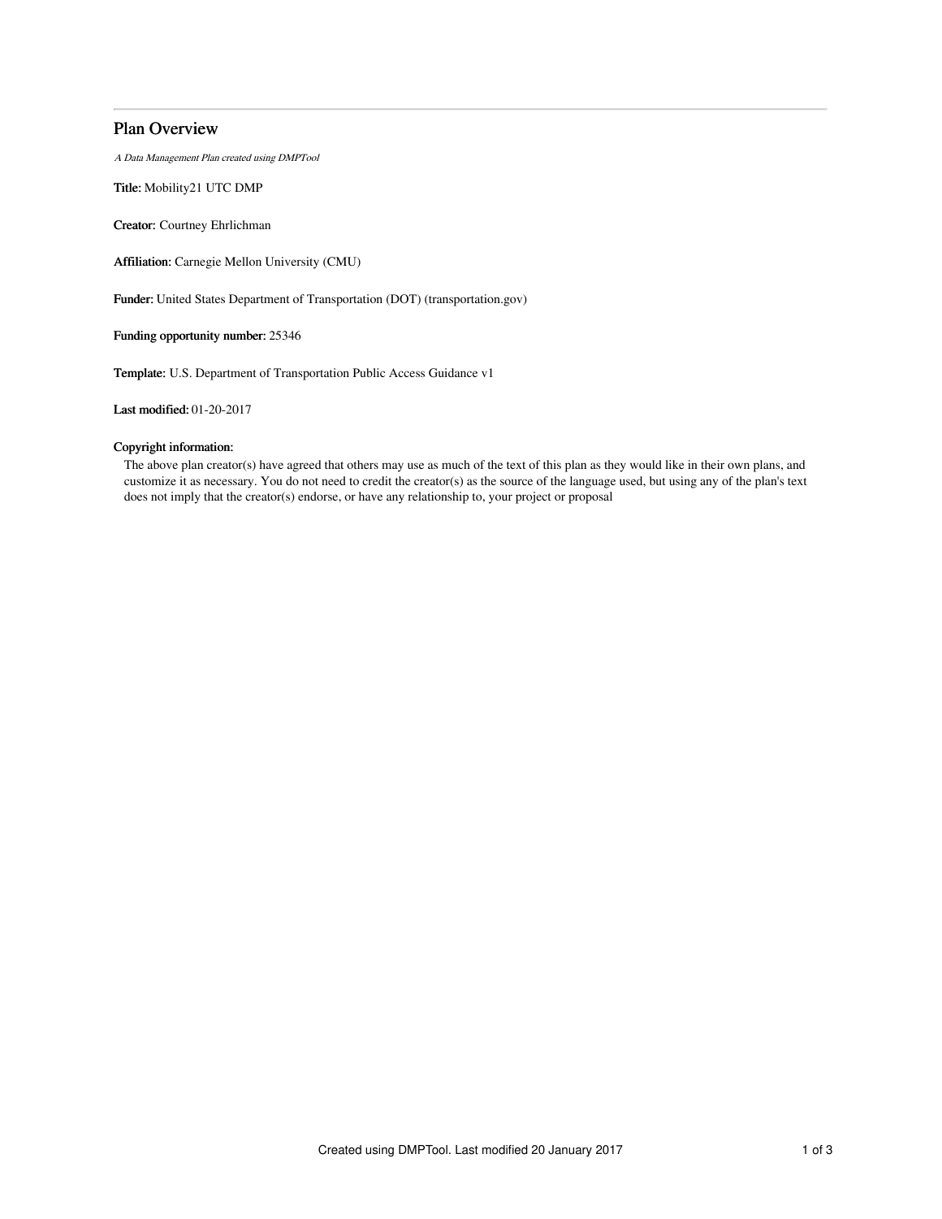# Plan Overview

*A Data Management Plan created using DMPTool*

**Title:** Mobility21 UTC DMP

**Creator:** Courtney Ehrlichman

**Affiliation:** Carnegie Mellon University (CMU)

**Funder:** United States Department of Transportation (DOT) (transportation.gov)

**Funding opportunity number:** 25346

**Template:** U.S. Department of Transportation Public Access Guidance v1

**Last modified:** 01-20-2017

**Copyright information:**

The above plan creator(s) have agreed that others may use as much of the text of this plan as they would like in their own plans, and customize it as necessary. You do not need to credit the creator(s) as the source of the language used, but using any of the plan's text does not imply that the creator(s) endorse, or have any relationship to, your project or proposal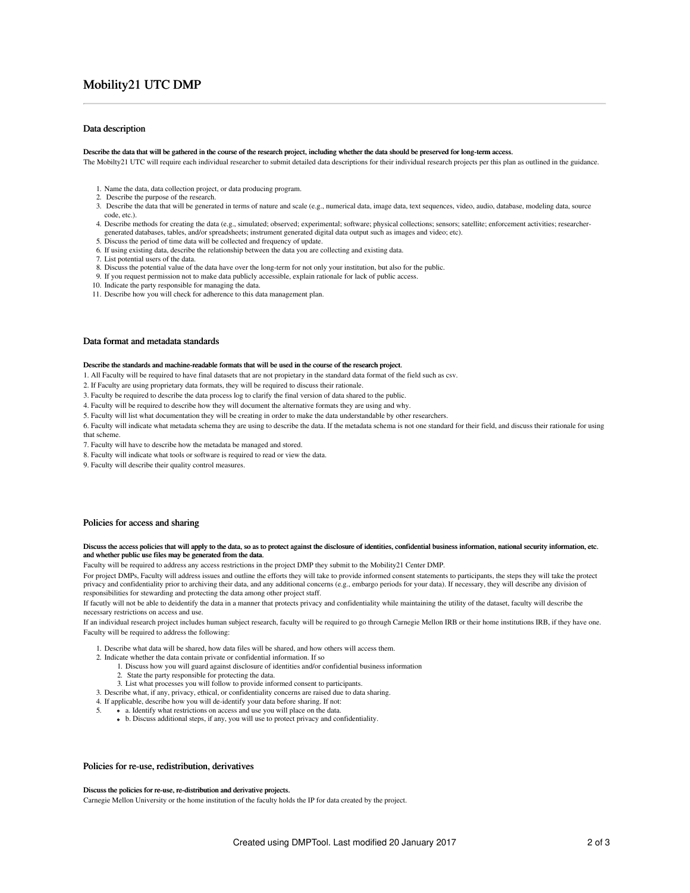# Mobility21 UTC DMP

## Data description

**Describe the data that will be gathered in the course of the research project, including whether the data should be preserved for long-term access.**

The Mobilty21 UTC will require each individual researcher to submit detailed data descriptions for their individual research projects per this plan as outlined in the guidance.

1. Name the data, data collection project, or data producing program.
2. Describe the purpose of the research.
3. Describe the data that will be generated in terms of nature and scale (e.g., numerical data, image data, text sequences, video, audio, database, modeling data, source code, etc.).
4. Describe methods for creating the data (e.g., simulated; observed; experimental; software; physical collections; sensors; satellite; enforcement activities; researcher-generated databases, tables, and/or spreadsheets; instrument generated digital data output such as images and video; etc).
5. Discuss the period of time data will be collected and frequency of update.
6. If using existing data, describe the relationship between the data you are collecting and existing data.
7. List potential users of the data.
8. Discuss the potential value of the data have over the long-term for not only your institution, but also for the public.
9. If you request permission not to make data publicly accessible, explain rationale for lack of public access.
10. Indicate the party responsible for managing the data.
11. Describe how you will check for adherence to this data management plan.

## Data format and metadata standards

**Describe the standards and machine-readable formats that will be used in the course of the research project.**

1. All Faculty will be required to have final datasets that are not propietary in the standard data format of the field such as csv.

2. If Faculty are using proprietary data formats, they will be required to discuss their rationale.

3. Faculty be required to describe the data process log to clarify the final version of data shared to the public.

4. Faculty will be required to describe how they will document the alternative formats they are using and why.

5. Faculty will list what documentation they will be creating in order to make the data understandable by other researchers.

6. Faculty will indicate what metadata schema they are using to describe the data. If the metadata schema is not one standard for their field, and discuss their rationale for using that scheme.

7. Faculty will have to describe how the metadata be managed and stored.

8. Faculty will indicate what tools or software is required to read or view the data.

9. Faculty will describe their quality control measures.

## Policies for access and sharing

**Discuss the access policies that will apply to the data, so as to protect against the disclosure of identities, confidential business information, national security information, etc. and whether public use files may be generated from the data.**

Faculty will be required to address any access restrictions in the project DMP they submit to the Mobility21 Center DMP.

For project DMPs, Faculty will address issues and outline the efforts they will take to provide informed consent statements to participants, the steps they will take the protect privacy and confidentiality prior to archiving their data, and any additional concerns (e.g., embargo periods for your data). If necessary, they will describe any division of responsibilities for stewarding and protecting the data among other project staff.

If facutly will not be able to deidentify the data in a manner that protects privacy and confidentiality while maintaining the utility of the dataset, faculty will describe the necessary restrictions on access and use.

If an individual research project includes human subject research, faculty will be required to go through Carnegie Mellon IRB or their home institutions IRB, if they have one.

Faculty will be required to address the following:

1. Describe what data will be shared, how data files will be shared, and how others will access them.
2. Indicate whether the data contain private or confidential information. If so
   1. Discuss how you will guard against disclosure of identities and/or confidential business information
   2. State the party responsible for protecting the data.
   3. List what processes you will follow to provide informed consent to participants.
3. Describe what, if any, privacy, ethical, or confidentiality concerns are raised due to data sharing.
4. If applicable, describe how you will de-identify your data before sharing. If not:
5. 
   - a. Identify what restrictions on access and use you will place on the data.
   - b. Discuss additional steps, if any, you will use to protect privacy and confidentiality.

## Policies for re-use, redistribution, derivatives

**Discuss the policies for re-use, re-distribution and derivative projects.**

Carnegie Mellon University or the home institution of the faculty holds the IP for data created by the project.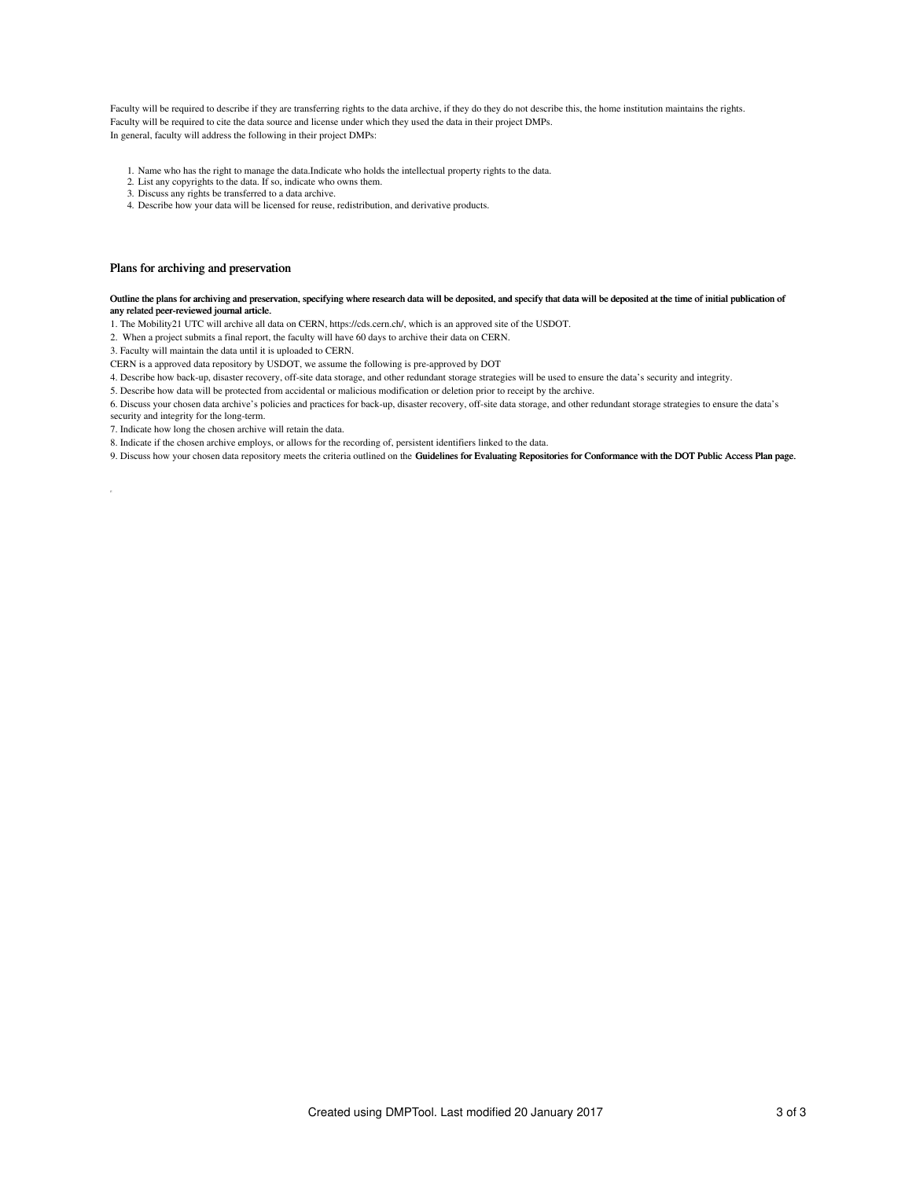Faculty will be required to describe if they are transferring rights to the data archive, if they do they do not describe this, the home institution maintains the rights.
Faculty will be required to cite the data source and license under which they used the data in their project DMPs.
In general, faculty will address the following in their project DMPs:

1. Name who has the right to manage the data.Indicate who holds the intellectual property rights to the data.
2. List any copyrights to the data. If so, indicate who owns them.
3. Discuss any rights be transferred to a data archive.
4. Describe how your data will be licensed for reuse, redistribution, and derivative products.

## Plans for archiving and preservation

**Outline the plans for archiving and preservation, specifying where research data will be deposited, and specify that data will be deposited at the time of initial publication of any related peer-reviewed journal article.**

1. The Mobility21 UTC will archive all data on CERN, https://cds.cern.ch/, which is an approved site of the USDOT.
2. When a project submits a final report, the faculty will have 60 days to archive their data on CERN.
3. Faculty will maintain the data until it is uploaded to CERN.

CERN is a approved data repository by USDOT, we assume the following is pre-approved by DOT

4. Describe how back-up, disaster recovery, off-site data storage, and other redundant storage strategies will be used to ensure the data's security and integrity.
5. Describe how data will be protected from accidental or malicious modification or deletion prior to receipt by the archive.
6. Discuss your chosen data archive's policies and practices for back-up, disaster recovery, off-site data storage, and other redundant storage strategies to ensure the data's security and integrity for the long-term.
7. Indicate how long the chosen archive will retain the data.
8. Indicate if the chosen archive employs, or allows for the recording of, persistent identifiers linked to the data.
9. Discuss how your chosen data repository meets the criteria outlined on the **Guidelines for Evaluating Repositories for Conformance with the DOT Public Access Plan page.**